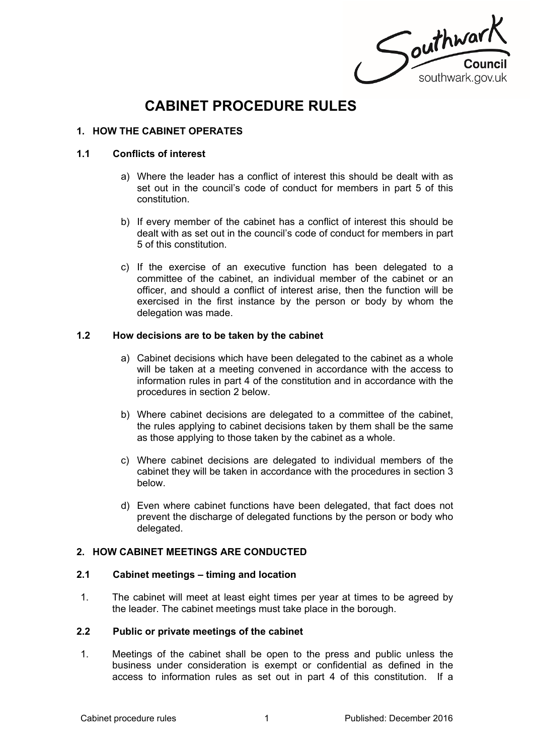# CABINET PROCEDURE RULES

## 1. HOW THE CABINET OPERATES

### 1.1 Conflicts of interest

a) Where the leader has a conflict of interest this should be dealt with as set out in the council's code of conduct for members in part 5 of this constitution.

b) If every member of the cabinet has a conflict of interest this should be dealt with as set out in the council's code of conduct for members in part 5 of this constitution.

c) If the exercise of an executive function has been delegated to a committee of the cabinet, an individual member of the cabinet or an officer, and should a conflict of interest arise, then the function will be exercised in the first instance by the person or body by whom the delegation was made.

### 1.2 How decisions are to be taken by the cabinet

a) Cabinet decisions which have been delegated to the cabinet as a whole will be taken at a meeting convened in accordance with the access to information rules in part 4 of the constitution and in accordance with the procedures in section 2 below.

b) Where cabinet decisions are delegated to a committee of the cabinet, the rules applying to cabinet decisions taken by them shall be the same as those applying to those taken by the cabinet as a whole.

c) Where cabinet decisions are delegated to individual members of the cabinet they will be taken in accordance with the procedures in section 3 below.

d) Even where cabinet functions have been delegated, that fact does not prevent the discharge of delegated functions by the person or body who delegated.

## 2. HOW CABINET MEETINGS ARE CONDUCTED

### 2.1 Cabinet meetings – timing and location

1. The cabinet will meet at least eight times per year at times to be agreed by the leader. The cabinet meetings must take place in the borough.

### 2.2 Public or private meetings of the cabinet

1. Meetings of the cabinet shall be open to the press and public unless the business under consideration is exempt or confidential as defined in the access to information rules as set out in part 4 of this constitution. If a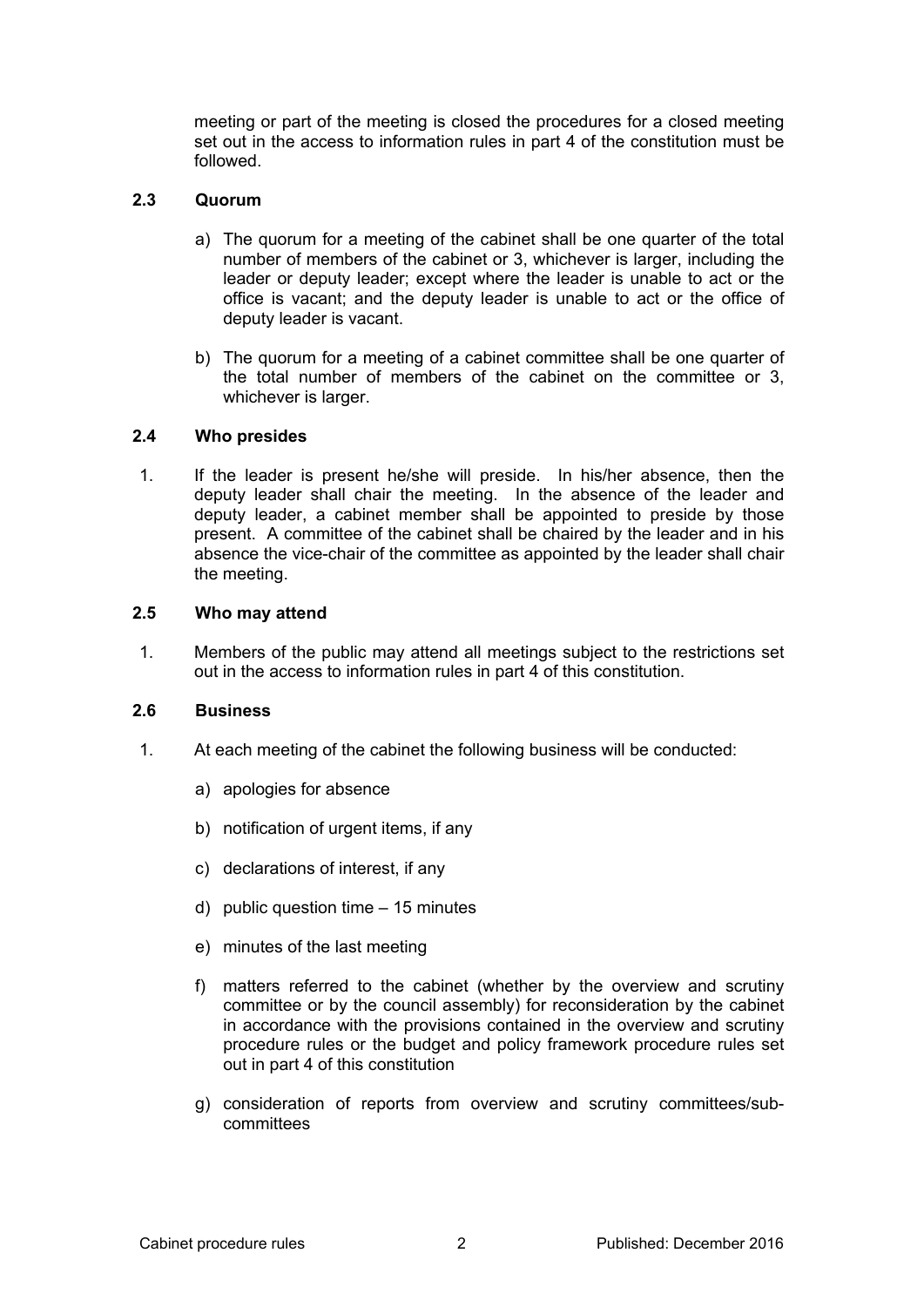meeting or part of the meeting is closed the procedures for a closed meeting set out in the access to information rules in part 4 of the constitution must be followed.

### 2.3 Quorum

a) The quorum for a meeting of the cabinet shall be one quarter of the total number of members of the cabinet or 3, whichever is larger, including the leader or deputy leader; except where the leader is unable to act or the office is vacant; and the deputy leader is unable to act or the office of deputy leader is vacant.

b) The quorum for a meeting of a cabinet committee shall be one quarter of the total number of members of the cabinet on the committee or 3, whichever is larger.

### 2.4 Who presides

1. If the leader is present he/she will preside. In his/her absence, then the deputy leader shall chair the meeting. In the absence of the leader and deputy leader, a cabinet member shall be appointed to preside by those present. A committee of the cabinet shall be chaired by the leader and in his absence the vice-chair of the committee as appointed by the leader shall chair the meeting.

### 2.5 Who may attend

1. Members of the public may attend all meetings subject to the restrictions set out in the access to information rules in part 4 of this constitution.

### 2.6 Business

1. At each meeting of the cabinet the following business will be conducted:

   a) apologies for absence

   b) notification of urgent items, if any

   c) declarations of interest, if any

   d) public question time – 15 minutes

   e) minutes of the last meeting

   f) matters referred to the cabinet (whether by the overview and scrutiny committee or by the council assembly) for reconsideration by the cabinet in accordance with the provisions contained in the overview and scrutiny procedure rules or the budget and policy framework procedure rules set out in part 4 of this constitution

   g) consideration of reports from overview and scrutiny committees/sub-committees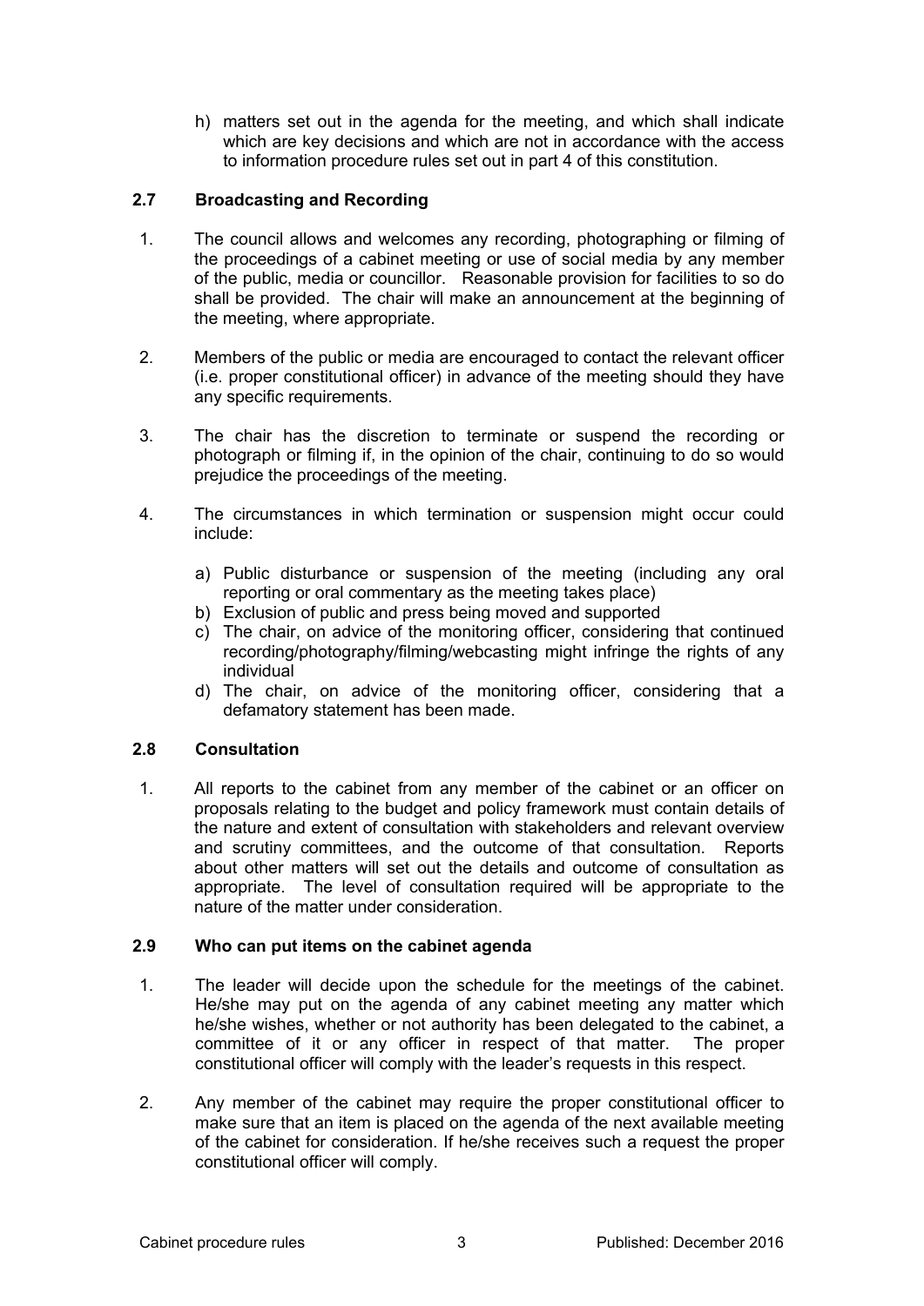h) matters set out in the agenda for the meeting, and which shall indicate which are key decisions and which are not in accordance with the access to information procedure rules set out in part 4 of this constitution.

### 2.7 Broadcasting and Recording

1. The council allows and welcomes any recording, photographing or filming of the proceedings of a cabinet meeting or use of social media by any member of the public, media or councillor. Reasonable provision for facilities to so do shall be provided. The chair will make an announcement at the beginning of the meeting, where appropriate.

2. Members of the public or media are encouraged to contact the relevant officer (i.e. proper constitutional officer) in advance of the meeting should they have any specific requirements.

3. The chair has the discretion to terminate or suspend the recording or photograph or filming if, in the opinion of the chair, continuing to do so would prejudice the proceedings of the meeting.

4. The circumstances in which termination or suspension might occur could include:

   a) Public disturbance or suspension of the meeting (including any oral reporting or oral commentary as the meeting takes place)
   b) Exclusion of public and press being moved and supported
   c) The chair, on advice of the monitoring officer, considering that continued recording/photography/filming/webcasting might infringe the rights of any individual
   d) The chair, on advice of the monitoring officer, considering that a defamatory statement has been made.

### 2.8 Consultation

1. All reports to the cabinet from any member of the cabinet or an officer on proposals relating to the budget and policy framework must contain details of the nature and extent of consultation with stakeholders and relevant overview and scrutiny committees, and the outcome of that consultation. Reports about other matters will set out the details and outcome of consultation as appropriate. The level of consultation required will be appropriate to the nature of the matter under consideration.

### 2.9 Who can put items on the cabinet agenda

1. The leader will decide upon the schedule for the meetings of the cabinet. He/she may put on the agenda of any cabinet meeting any matter which he/she wishes, whether or not authority has been delegated to the cabinet, a committee of it or any officer in respect of that matter. The proper constitutional officer will comply with the leader's requests in this respect.

2. Any member of the cabinet may require the proper constitutional officer to make sure that an item is placed on the agenda of the next available meeting of the cabinet for consideration. If he/she receives such a request the proper constitutional officer will comply.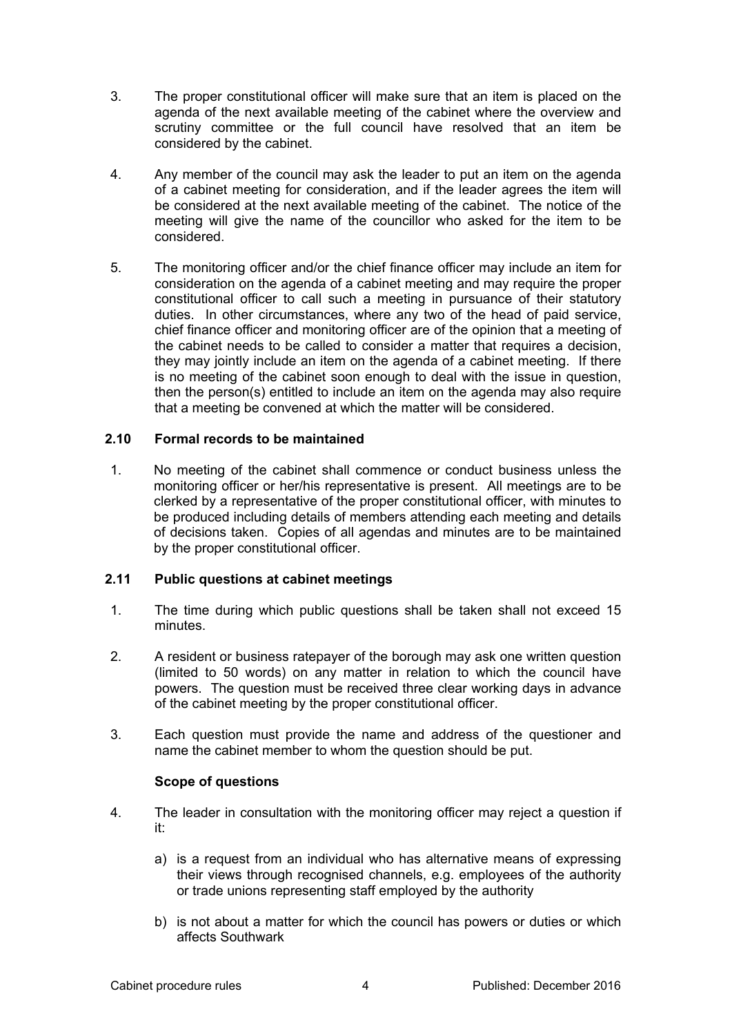3. The proper constitutional officer will make sure that an item is placed on the agenda of the next available meeting of the cabinet where the overview and scrutiny committee or the full council have resolved that an item be considered by the cabinet.

4. Any member of the council may ask the leader to put an item on the agenda of a cabinet meeting for consideration, and if the leader agrees the item will be considered at the next available meeting of the cabinet. The notice of the meeting will give the name of the councillor who asked for the item to be considered.

5. The monitoring officer and/or the chief finance officer may include an item for consideration on the agenda of a cabinet meeting and may require the proper constitutional officer to call such a meeting in pursuance of their statutory duties. In other circumstances, where any two of the head of paid service, chief finance officer and monitoring officer are of the opinion that a meeting of the cabinet needs to be called to consider a matter that requires a decision, they may jointly include an item on the agenda of a cabinet meeting. If there is no meeting of the cabinet soon enough to deal with the issue in question, then the person(s) entitled to include an item on the agenda may also require that a meeting be convened at which the matter will be considered.

## 2.10 Formal records to be maintained

1. No meeting of the cabinet shall commence or conduct business unless the monitoring officer or her/his representative is present. All meetings are to be clerked by a representative of the proper constitutional officer, with minutes to be produced including details of members attending each meeting and details of decisions taken. Copies of all agendas and minutes are to be maintained by the proper constitutional officer.

## 2.11 Public questions at cabinet meetings

1. The time during which public questions shall be taken shall not exceed 15 minutes.

2. A resident or business ratepayer of the borough may ask one written question (limited to 50 words) on any matter in relation to which the council have powers. The question must be received three clear working days in advance of the cabinet meeting by the proper constitutional officer.

3. Each question must provide the name and address of the questioner and name the cabinet member to whom the question should be put.

**Scope of questions**

4. The leader in consultation with the monitoring officer may reject a question if it:

   a) is a request from an individual who has alternative means of expressing their views through recognised channels, e.g. employees of the authority or trade unions representing staff employed by the authority

   b) is not about a matter for which the council has powers or duties or which affects Southwark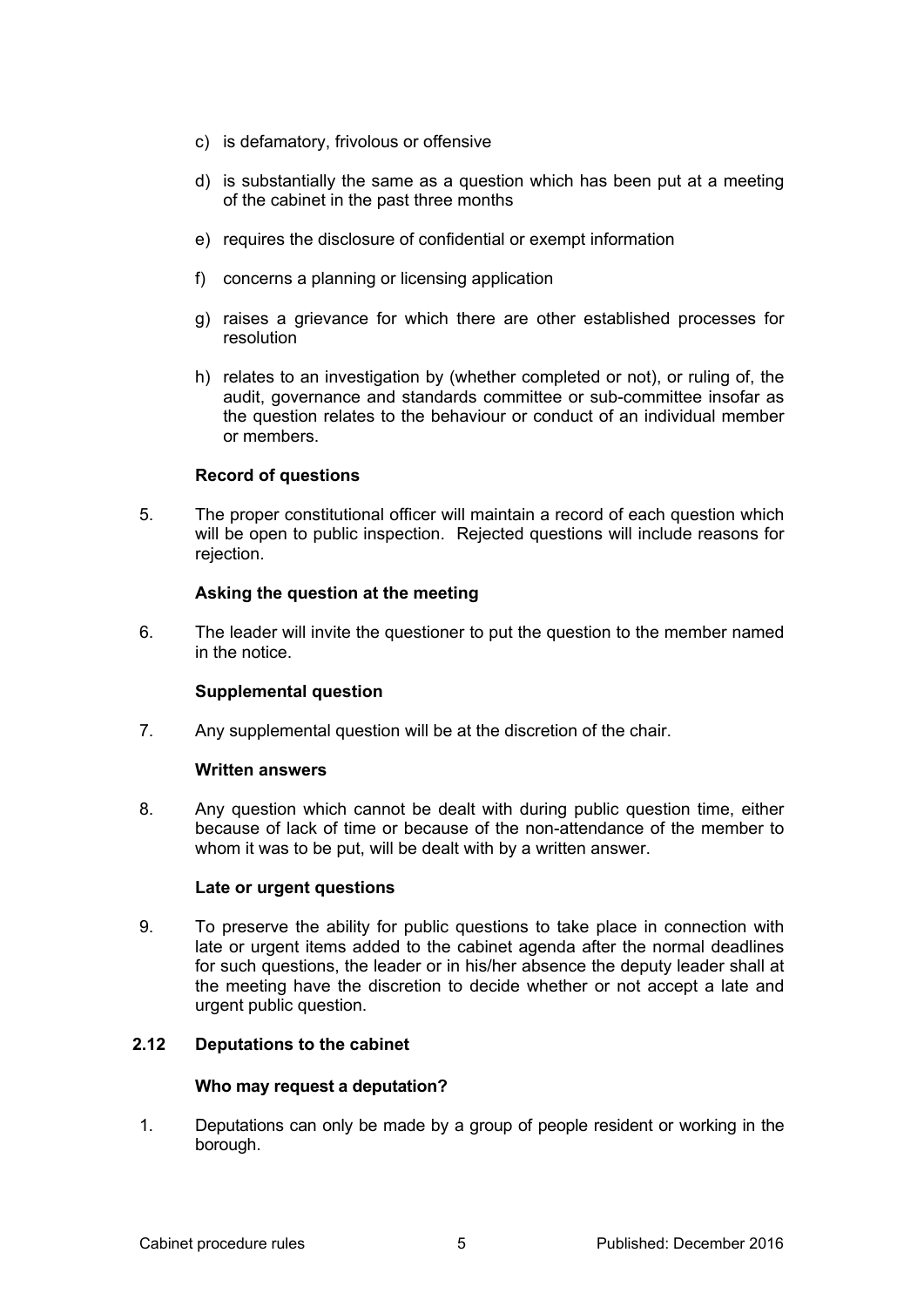c) is defamatory, frivolous or offensive

d) is substantially the same as a question which has been put at a meeting of the cabinet in the past three months

e) requires the disclosure of confidential or exempt information

f) concerns a planning or licensing application

g) raises a grievance for which there are other established processes for resolution

h) relates to an investigation by (whether completed or not), or ruling of, the audit, governance and standards committee or sub-committee insofar as the question relates to the behaviour or conduct of an individual member or members.

**Record of questions**

5. The proper constitutional officer will maintain a record of each question which will be open to public inspection. Rejected questions will include reasons for rejection.

**Asking the question at the meeting**

6. The leader will invite the questioner to put the question to the member named in the notice.

**Supplemental question**

7. Any supplemental question will be at the discretion of the chair.

**Written answers**

8. Any question which cannot be dealt with during public question time, either because of lack of time or because of the non-attendance of the member to whom it was to be put, will be dealt with by a written answer.

**Late or urgent questions**

9. To preserve the ability for public questions to take place in connection with late or urgent items added to the cabinet agenda after the normal deadlines for such questions, the leader or in his/her absence the deputy leader shall at the meeting have the discretion to decide whether or not accept a late and urgent public question.

### 2.12 Deputations to the cabinet

**Who may request a deputation?**

1. Deputations can only be made by a group of people resident or working in the borough.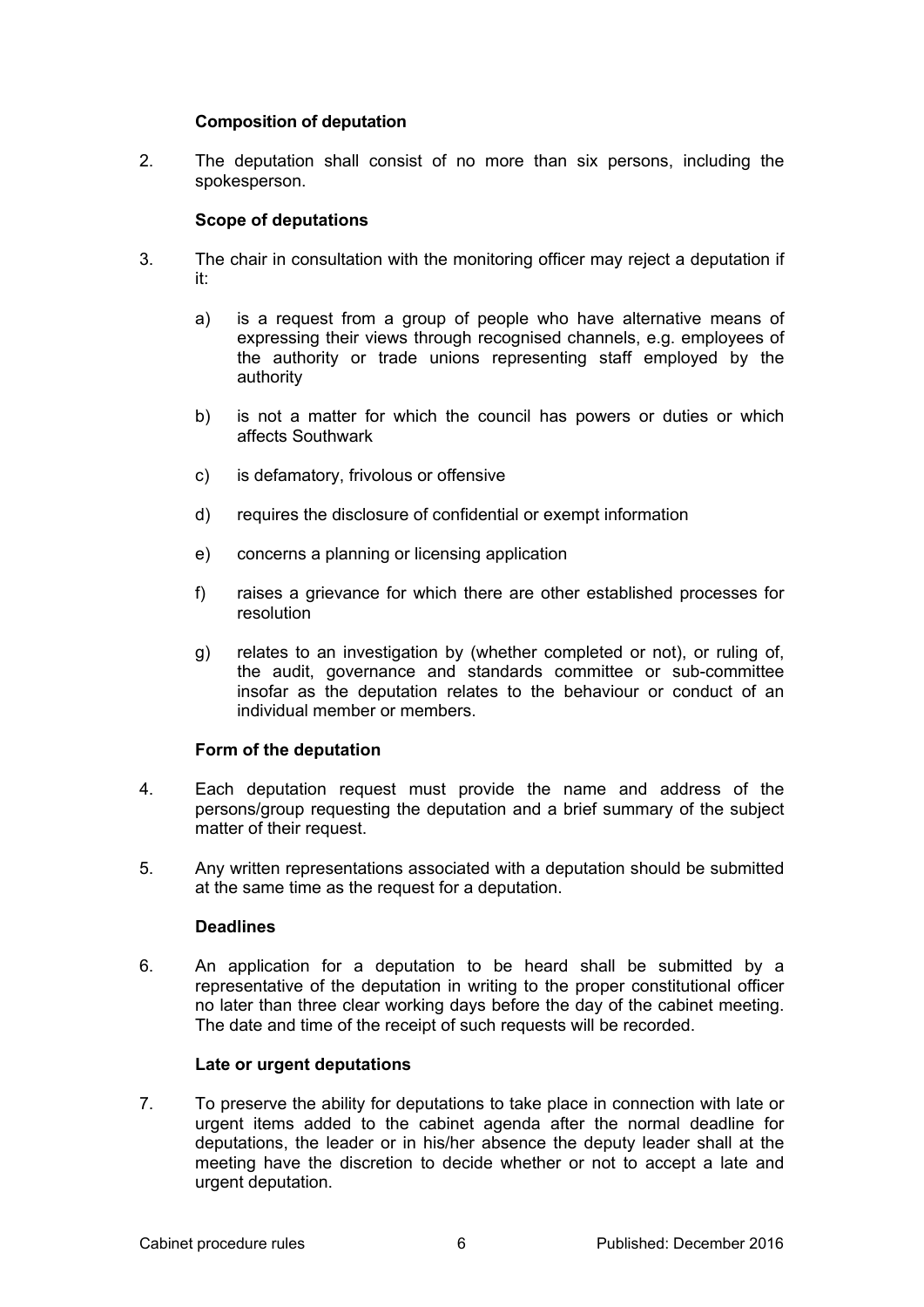**Composition of deputation**

2. The deputation shall consist of no more than six persons, including the spokesperson.

**Scope of deputations**

3. The chair in consultation with the monitoring officer may reject a deputation if it:

   a) is a request from a group of people who have alternative means of expressing their views through recognised channels, e.g. employees of the authority or trade unions representing staff employed by the authority

   b) is not a matter for which the council has powers or duties or which affects Southwark

   c) is defamatory, frivolous or offensive

   d) requires the disclosure of confidential or exempt information

   e) concerns a planning or licensing application

   f) raises a grievance for which there are other established processes for resolution

   g) relates to an investigation by (whether completed or not), or ruling of, the audit, governance and standards committee or sub-committee insofar as the deputation relates to the behaviour or conduct of an individual member or members.

**Form of the deputation**

4. Each deputation request must provide the name and address of the persons/group requesting the deputation and a brief summary of the subject matter of their request.

5. Any written representations associated with a deputation should be submitted at the same time as the request for a deputation.

**Deadlines**

6. An application for a deputation to be heard shall be submitted by a representative of the deputation in writing to the proper constitutional officer no later than three clear working days before the day of the cabinet meeting. The date and time of the receipt of such requests will be recorded.

**Late or urgent deputations**

7. To preserve the ability for deputations to take place in connection with late or urgent items added to the cabinet agenda after the normal deadline for deputations, the leader or in his/her absence the deputy leader shall at the meeting have the discretion to decide whether or not to accept a late and urgent deputation.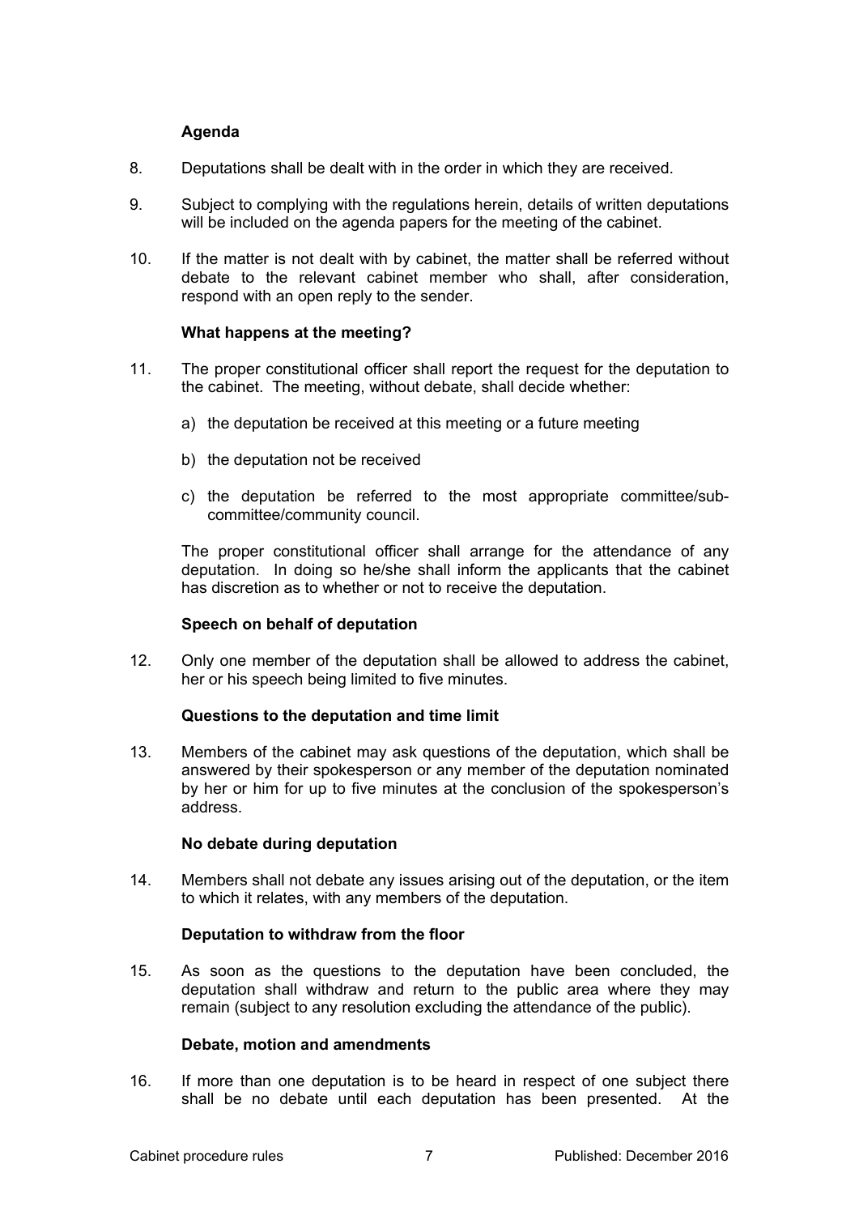### Agenda

8. Deputations shall be dealt with in the order in which they are received.

9. Subject to complying with the regulations herein, details of written deputations will be included on the agenda papers for the meeting of the cabinet.

10. If the matter is not dealt with by cabinet, the matter shall be referred without debate to the relevant cabinet member who shall, after consideration, respond with an open reply to the sender.

### What happens at the meeting?

11. The proper constitutional officer shall report the request for the deputation to the cabinet. The meeting, without debate, shall decide whether:

    a) the deputation be received at this meeting or a future meeting

    b) the deputation not be received

    c) the deputation be referred to the most appropriate committee/sub-committee/community council.

    The proper constitutional officer shall arrange for the attendance of any deputation. In doing so he/she shall inform the applicants that the cabinet has discretion as to whether or not to receive the deputation.

### Speech on behalf of deputation

12. Only one member of the deputation shall be allowed to address the cabinet, her or his speech being limited to five minutes.

### Questions to the deputation and time limit

13. Members of the cabinet may ask questions of the deputation, which shall be answered by their spokesperson or any member of the deputation nominated by her or him for up to five minutes at the conclusion of the spokesperson's address.

### No debate during deputation

14. Members shall not debate any issues arising out of the deputation, or the item to which it relates, with any members of the deputation.

### Deputation to withdraw from the floor

15. As soon as the questions to the deputation have been concluded, the deputation shall withdraw and return to the public area where they may remain (subject to any resolution excluding the attendance of the public).

### Debate, motion and amendments

16. If more than one deputation is to be heard in respect of one subject there shall be no debate until each deputation has been presented. At the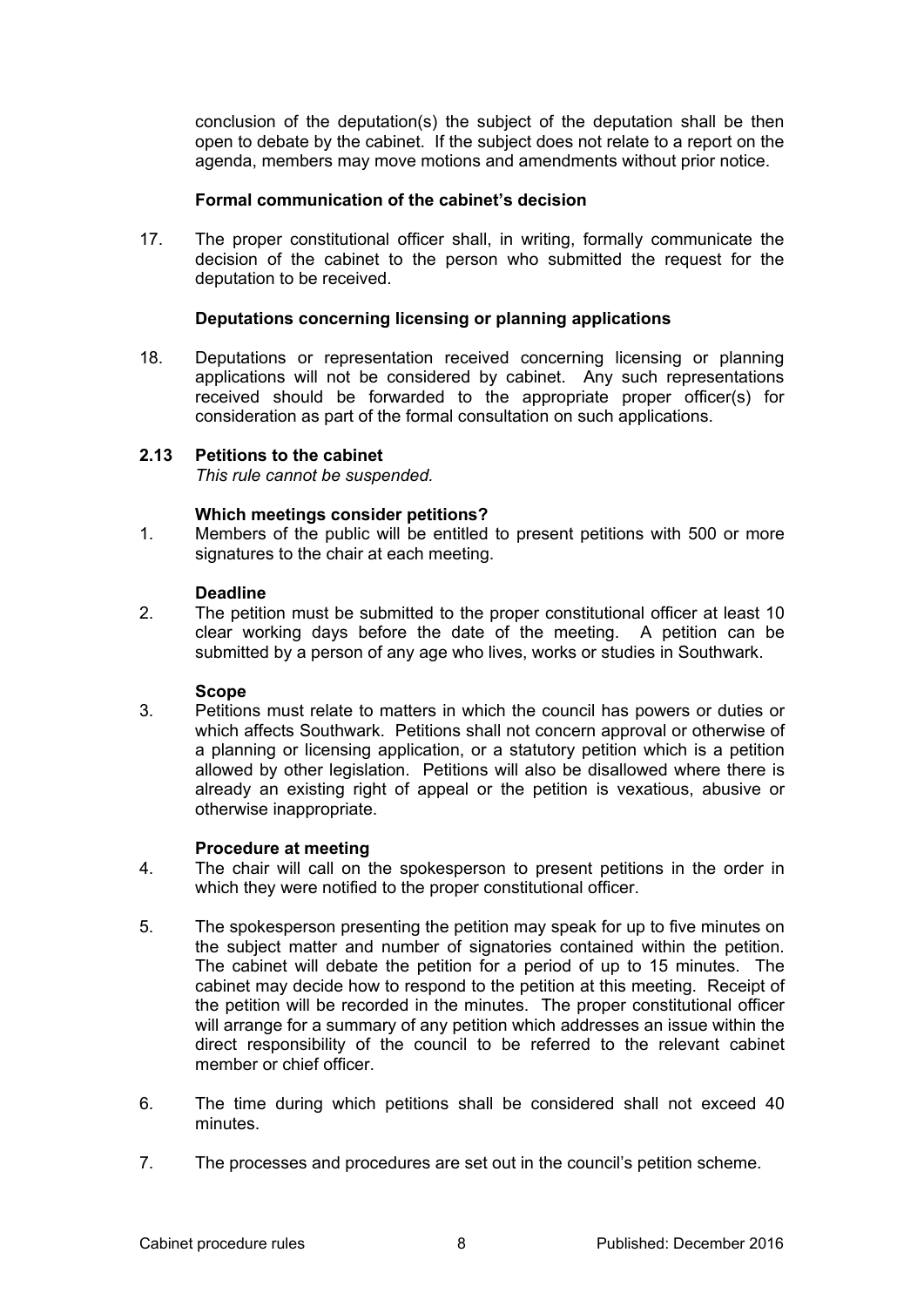conclusion of the deputation(s) the subject of the deputation shall be then open to debate by the cabinet. If the subject does not relate to a report on the agenda, members may move motions and amendments without prior notice.

**Formal communication of the cabinet's decision**

17. The proper constitutional officer shall, in writing, formally communicate the decision of the cabinet to the person who submitted the request for the deputation to be received.

**Deputations concerning licensing or planning applications**

18. Deputations or representation received concerning licensing or planning applications will not be considered by cabinet. Any such representations received should be forwarded to the appropriate proper officer(s) for consideration as part of the formal consultation on such applications.

## 2.13 Petitions to the cabinet

*This rule cannot be suspended.*

**Which meetings consider petitions?**

1. Members of the public will be entitled to present petitions with 500 or more signatures to the chair at each meeting.

**Deadline**

2. The petition must be submitted to the proper constitutional officer at least 10 clear working days before the date of the meeting. A petition can be submitted by a person of any age who lives, works or studies in Southwark.

**Scope**

3. Petitions must relate to matters in which the council has powers or duties or which affects Southwark. Petitions shall not concern approval or otherwise of a planning or licensing application, or a statutory petition which is a petition allowed by other legislation. Petitions will also be disallowed where there is already an existing right of appeal or the petition is vexatious, abusive or otherwise inappropriate.

**Procedure at meeting**

4. The chair will call on the spokesperson to present petitions in the order in which they were notified to the proper constitutional officer.

5. The spokesperson presenting the petition may speak for up to five minutes on the subject matter and number of signatories contained within the petition. The cabinet will debate the petition for a period of up to 15 minutes. The cabinet may decide how to respond to the petition at this meeting. Receipt of the petition will be recorded in the minutes. The proper constitutional officer will arrange for a summary of any petition which addresses an issue within the direct responsibility of the council to be referred to the relevant cabinet member or chief officer.

6. The time during which petitions shall be considered shall not exceed 40 minutes.

7. The processes and procedures are set out in the council's petition scheme.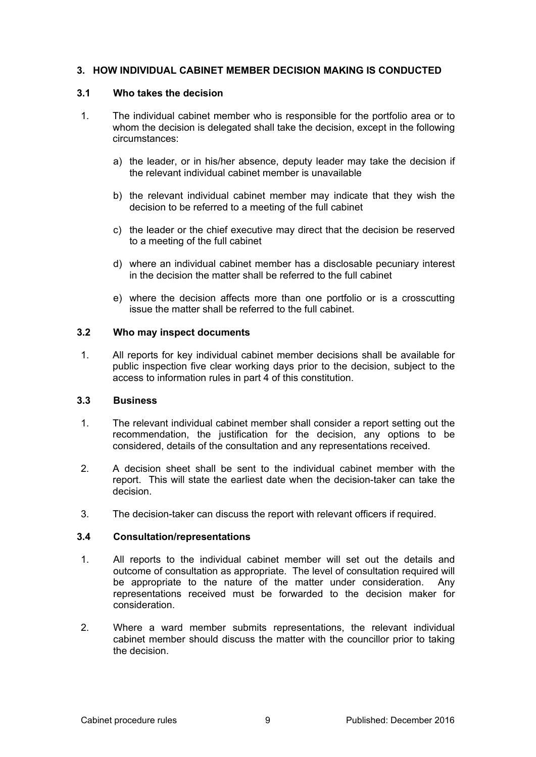## 3. HOW INDIVIDUAL CABINET MEMBER DECISION MAKING IS CONDUCTED

### 3.1 Who takes the decision

1. The individual cabinet member who is responsible for the portfolio area or to whom the decision is delegated shall take the decision, except in the following circumstances:

   a) the leader, or in his/her absence, deputy leader may take the decision if the relevant individual cabinet member is unavailable

   b) the relevant individual cabinet member may indicate that they wish the decision to be referred to a meeting of the full cabinet

   c) the leader or the chief executive may direct that the decision be reserved to a meeting of the full cabinet

   d) where an individual cabinet member has a disclosable pecuniary interest in the decision the matter shall be referred to the full cabinet

   e) where the decision affects more than one portfolio or is a crosscutting issue the matter shall be referred to the full cabinet.

### 3.2 Who may inspect documents

1. All reports for key individual cabinet member decisions shall be available for public inspection five clear working days prior to the decision, subject to the access to information rules in part 4 of this constitution.

### 3.3 Business

1. The relevant individual cabinet member shall consider a report setting out the recommendation, the justification for the decision, any options to be considered, details of the consultation and any representations received.

2. A decision sheet shall be sent to the individual cabinet member with the report. This will state the earliest date when the decision-taker can take the decision.

3. The decision-taker can discuss the report with relevant officers if required.

### 3.4 Consultation/representations

1. All reports to the individual cabinet member will set out the details and outcome of consultation as appropriate. The level of consultation required will be appropriate to the nature of the matter under consideration. Any representations received must be forwarded to the decision maker for consideration.

2. Where a ward member submits representations, the relevant individual cabinet member should discuss the matter with the councillor prior to taking the decision.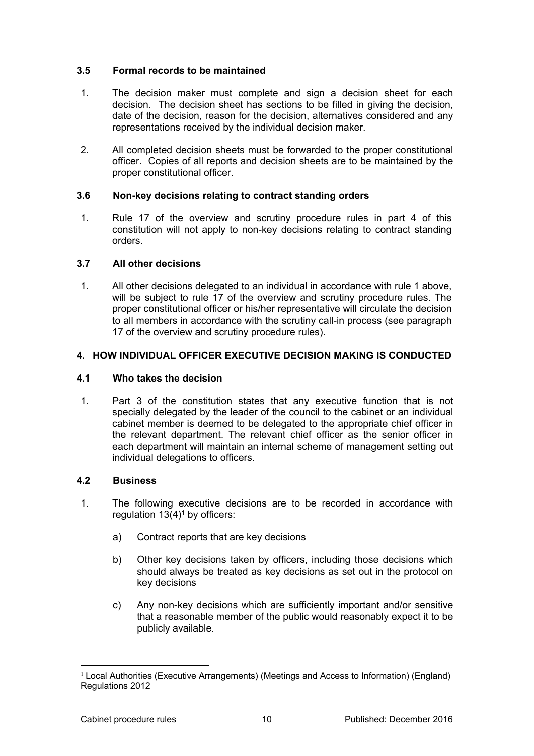### 3.5 Formal records to be maintained

1. The decision maker must complete and sign a decision sheet for each decision. The decision sheet has sections to be filled in giving the decision, date of the decision, reason for the decision, alternatives considered and any representations received by the individual decision maker.

2. All completed decision sheets must be forwarded to the proper constitutional officer. Copies of all reports and decision sheets are to be maintained by the proper constitutional officer.

### 3.6 Non-key decisions relating to contract standing orders

1. Rule 17 of the overview and scrutiny procedure rules in part 4 of this constitution will not apply to non-key decisions relating to contract standing orders.

### 3.7 All other decisions

1. All other decisions delegated to an individual in accordance with rule 1 above, will be subject to rule 17 of the overview and scrutiny procedure rules. The proper constitutional officer or his/her representative will circulate the decision to all members in accordance with the scrutiny call-in process (see paragraph 17 of the overview and scrutiny procedure rules).

## 4. HOW INDIVIDUAL OFFICER EXECUTIVE DECISION MAKING IS CONDUCTED

### 4.1 Who takes the decision

1. Part 3 of the constitution states that any executive function that is not specially delegated by the leader of the council to the cabinet or an individual cabinet member is deemed to be delegated to the appropriate chief officer in the relevant department. The relevant chief officer as the senior officer in each department will maintain an internal scheme of management setting out individual delegations to officers.

### 4.2 Business

1. The following executive decisions are to be recorded in accordance with regulation 13(4)[1] by officers:

   a) Contract reports that are key decisions

   b) Other key decisions taken by officers, including those decisions which should always be treated as key decisions as set out in the protocol on key decisions

   c) Any non-key decisions which are sufficiently important and/or sensitive that a reasonable member of the public would reasonably expect it to be publicly available.

---

[1] Local Authorities (Executive Arrangements) (Meetings and Access to Information) (England) Regulations 2012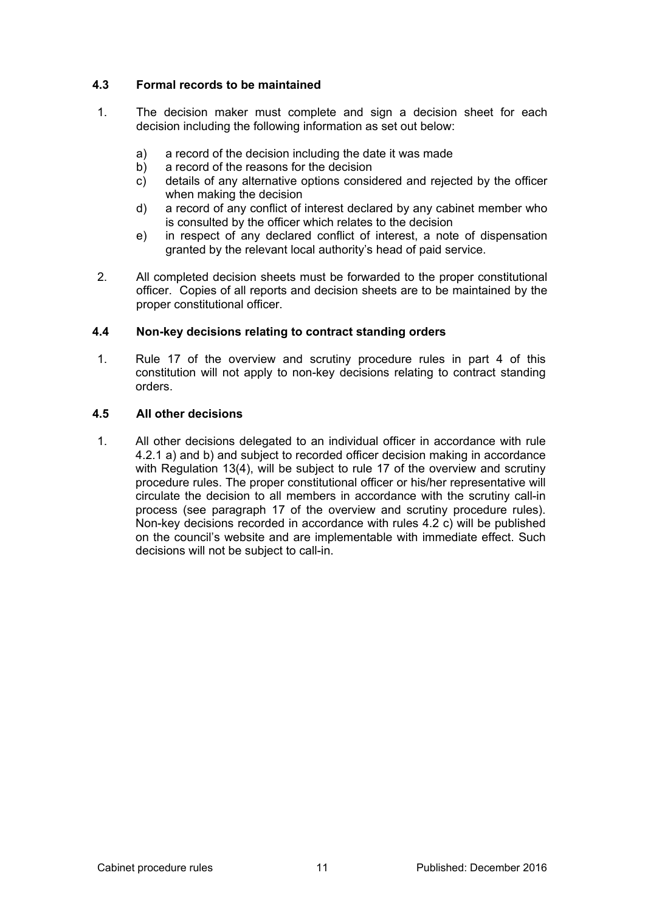### 4.3 Formal records to be maintained

1. The decision maker must complete and sign a decision sheet for each decision including the following information as set out below:

   a) a record of the decision including the date it was made
   b) a record of the reasons for the decision
   c) details of any alternative options considered and rejected by the officer when making the decision
   d) a record of any conflict of interest declared by any cabinet member who is consulted by the officer which relates to the decision
   e) in respect of any declared conflict of interest, a note of dispensation granted by the relevant local authority's head of paid service.

2. All completed decision sheets must be forwarded to the proper constitutional officer. Copies of all reports and decision sheets are to be maintained by the proper constitutional officer.

### 4.4 Non-key decisions relating to contract standing orders

1. Rule 17 of the overview and scrutiny procedure rules in part 4 of this constitution will not apply to non-key decisions relating to contract standing orders.

### 4.5 All other decisions

1. All other decisions delegated to an individual officer in accordance with rule 4.2.1 a) and b) and subject to recorded officer decision making in accordance with Regulation 13(4), will be subject to rule 17 of the overview and scrutiny procedure rules. The proper constitutional officer or his/her representative will circulate the decision to all members in accordance with the scrutiny call-in process (see paragraph 17 of the overview and scrutiny procedure rules). Non-key decisions recorded in accordance with rules 4.2 c) will be published on the council's website and are implementable with immediate effect. Such decisions will not be subject to call-in.